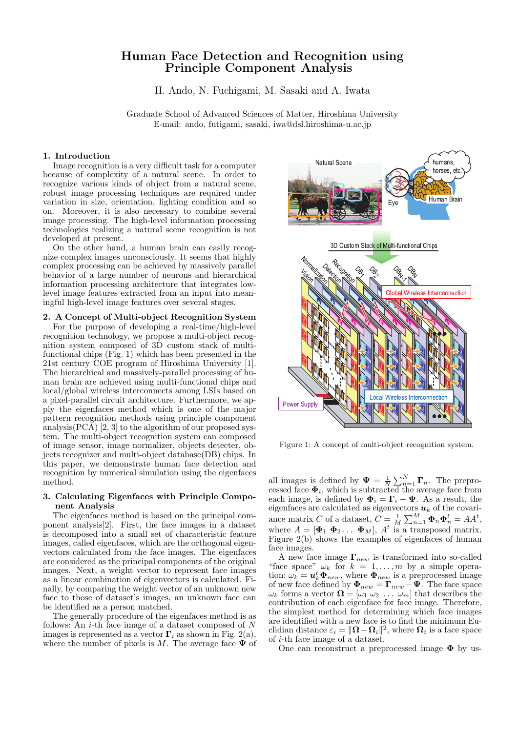# Human Face Detection and Recognition using Principle Component Analysis

H. Ando, N. Fuchigami, M. Sasaki and A. Iwata

Graduate School of Advanced Sciences of Matter, Hiroshima University
E-mail: ando, futigami, sasaki, iwa@dsl.hiroshima-u.ac.jp

## 1. Introduction

Image recognition is a very difficult task for a computer because of complexity of a natural scene. In order to recognize various kinds of object from a natural scene, robust image processing techniques are required under variation in size, orientation, lighting condition and so on. Moreover, it is also necessary to combine several image processing. The high-level information processing technologies realizing a natural scene recognition is not developed at present.

On the other hand, a human brain can easily recognize complex images unconsciously. It seems that highly complex processing can be achieved by massively parallel behavior of a large number of neurons and hierarchical information processing architecture that integrates low-level image features extracted from an input into meaningful high-level image features over several stages.

## 2. A Concept of Multi-object Recognition System

For the purpose of developing a real-time/high-level recognition technology, we propose a multi-object recognition system composed of 3D custom stack of multi-functional chips (Fig. 1) which has been presented in the 21st century COE program of Hiroshima University [1]. The hierarchical and massively-parallel processing of human brain are achieved using multi-functional chips and local/global wireless interconnects among LSIs based on a pixel-parallel circuit architecture. Furthermore, we apply the eigenfaces method which is one of the major pattern recognition methods using principle component analysis(PCA) [2, 3] to the algorithm of our proposed system. The multi-object recognition system can composed of image sensor, image normalizer, objects detecter, objects recognizer and multi-object database(DB) chips. In this paper, we demonstrate human face detection and recognition by numerical simulation using the eigenfaces method.

Figure 1: A concept of multi-object recognition system.

## 3. Calculating Eigenfaces with Principle Component Analysis

The eigenfaces method is based on the principal component analysis[2]. First, the face images in a dataset is decomposed into a small set of characteristic feature images, called eigenfaces, which are the orthogonal eigenvectors calculated from the face images. The eigenfaces are considered as the principal components of the original images. Next, a weight vector to represent face images as a linear combination of eigenvectors is calculated. Finally, by comparing the weight vector of an unknown new face to those of dataset's images, an unknown face can be identified as a person matched.

The generally procedure of the eigenfaces method is as follows: An $i$-th face image of a dataset composed of $N$ images is represented as a vector $\mathbf{\Gamma}_i$ as shown in Fig. 2(a), where the number of pixels is $M$. The average face $\mathbf{\Psi}$ of all images is defined by $\mathbf{\Psi} = \frac{1}{N}\sum_{n=1}^{N}\mathbf{\Gamma}_n$. The preprocessed face $\mathbf{\Phi}_i$, which is subtracted the average face from each image, is defined by $\mathbf{\Phi}_i = \mathbf{\Gamma}_i - \mathbf{\Psi}$. As a result, the eigenfaces are calculated as eigenvectors $\boldsymbol{u}_k$ of the covariance matrix $C$ of a dataset, $C = \frac{1}{M}\sum_{n=1}^{M}\mathbf{\Phi}_n\mathbf{\Phi}_n^t = AA^t$, where $A = [\mathbf{\Phi}_1\ \mathbf{\Phi}_2 \ldots\ \mathbf{\Phi}_M]$, $A^t$ is a transposed matrix. Figure 2(b) shows the examples of eigenfaces of human face images.

A new face image $\mathbf{\Gamma}_{new}$ is transformed into so-called "face space" $\omega_k$ for $k = 1, \ldots, m$ by a simple operation: $\omega_k = \boldsymbol{u}_k^t\mathbf{\Phi}_{new}$, where $\mathbf{\Phi}_{new}$ is a preprocessed image of new face defined by $\mathbf{\Phi}_{new} = \mathbf{\Gamma}_{new} - \mathbf{\Psi}$. The face space $\omega_k$ forms a vector $\mathbf{\Omega} = [\omega_1\ \omega_2\ \ldots\ \omega_m]$ that describes the contribution of each eigenface for face image. Therefore, the simplest method for determining which face images are identified with a new face is to find the minimum Euclidian distance $\varepsilon_i = \|\mathbf{\Omega} - \mathbf{\Omega}_i\|^2$, where $\mathbf{\Omega}_i$ is a face space of $i$-th face image of a dataset.

One can reconstruct a preprocessed image $\mathbf{\Phi}$ by us-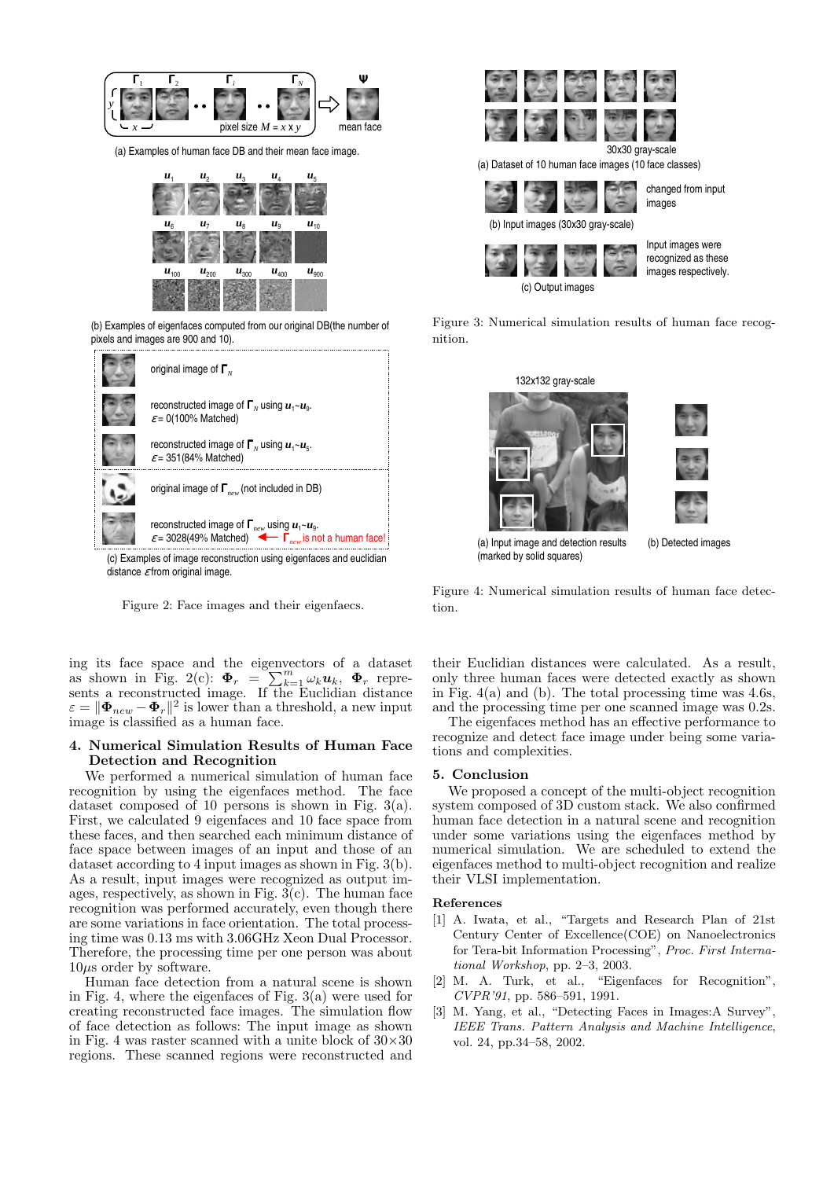(a) Examples of human face DB and their mean face image.

(b) Examples of eigenfaces computed from our original DB(the number of pixels and images are 900 and 10).

(c) Examples of image reconstruction using eigenfaces and euclidian distance $\varepsilon$ from original image.

Figure 2: Face images and their eigenfaecs.

(a) Dataset of 10 human face images (10 face classes)

(b) Input images (30x30 gray-scale)

(c) Output images

Figure 3: Numerical simulation results of human face recognition.

(a) Input image and detection results (marked by solid squares)

(b) Detected images

Figure 4: Numerical simulation results of human face detection.

ing its face space and the eigenvectors of a dataset as shown in Fig. 2(c): $\mathbf{\Phi}_r = \sum_{k=1}^{m} \omega_k \boldsymbol{u}_k$, $\mathbf{\Phi}_r$ represents a reconstructed image. If the Euclidian distance $\varepsilon = \|\mathbf{\Phi}_{new} - \mathbf{\Phi}_r\|^2$ is lower than a threshold, a new input image is classified as a human face.

## 4. Numerical Simulation Results of Human Face Detection and Recognition

We performed a numerical simulation of human face recognition by using the eigenfaces method. The face dataset composed of 10 persons is shown in Fig. 3(a). First, we calculated 9 eigenfaces and 10 face space from these faces, and then searched each minimum distance of face space between images of an input and those of an dataset according to 4 input images as shown in Fig. 3(b). As a result, input images were recognized as output images, respectively, as shown in Fig. 3(c). The human face recognition was performed accurately, even though there are some variations in face orientation. The total processing time was 0.13 ms with 3.06GHz Xeon Dual Processor. Therefore, the processing time per one person was about $10\mu$s order by software.

Human face detection from a natural scene is shown in Fig. 4, where the eigenfaces of Fig. 3(a) were used for creating reconstructed face images. The simulation flow of face detection as follows: The input image as shown in Fig. 4 was raster scanned with a unite block of $30\times30$ regions. These scanned regions were reconstructed and their Euclidian distances were calculated. As a result, only three human faces were detected exactly as shown in Fig. 4(a) and (b). The total processing time was 4.6s, and the processing time per one scanned image was 0.2s.

The eigenfaces method has an effective performance to recognize and detect face image under being some variations and complexities.

## 5. Conclusion

We proposed a concept of the multi-object recognition system composed of 3D custom stack. We also confirmed human face detection in a natural scene and recognition under some variations using the eigenfaces method by numerical simulation. We are scheduled to extend the eigenfaces method to multi-object recognition and realize their VLSI implementation.

### References

[1] A. Iwata, et al., "Targets and Research Plan of 21st Century Center of Excellence(COE) on Nanoelectronics for Tera-bit Information Processing", *Proc. First International Workshop*, pp. 2–3, 2003.

[2] M. A. Turk, et al., "Eigenfaces for Recognition", *CVPR'91*, pp. 586–591, 1991.

[3] M. Yang, et al., "Detecting Faces in Images:A Survey", *IEEE Trans. Pattern Analysis and Machine Intelligence*, vol. 24, pp.34–58, 2002.